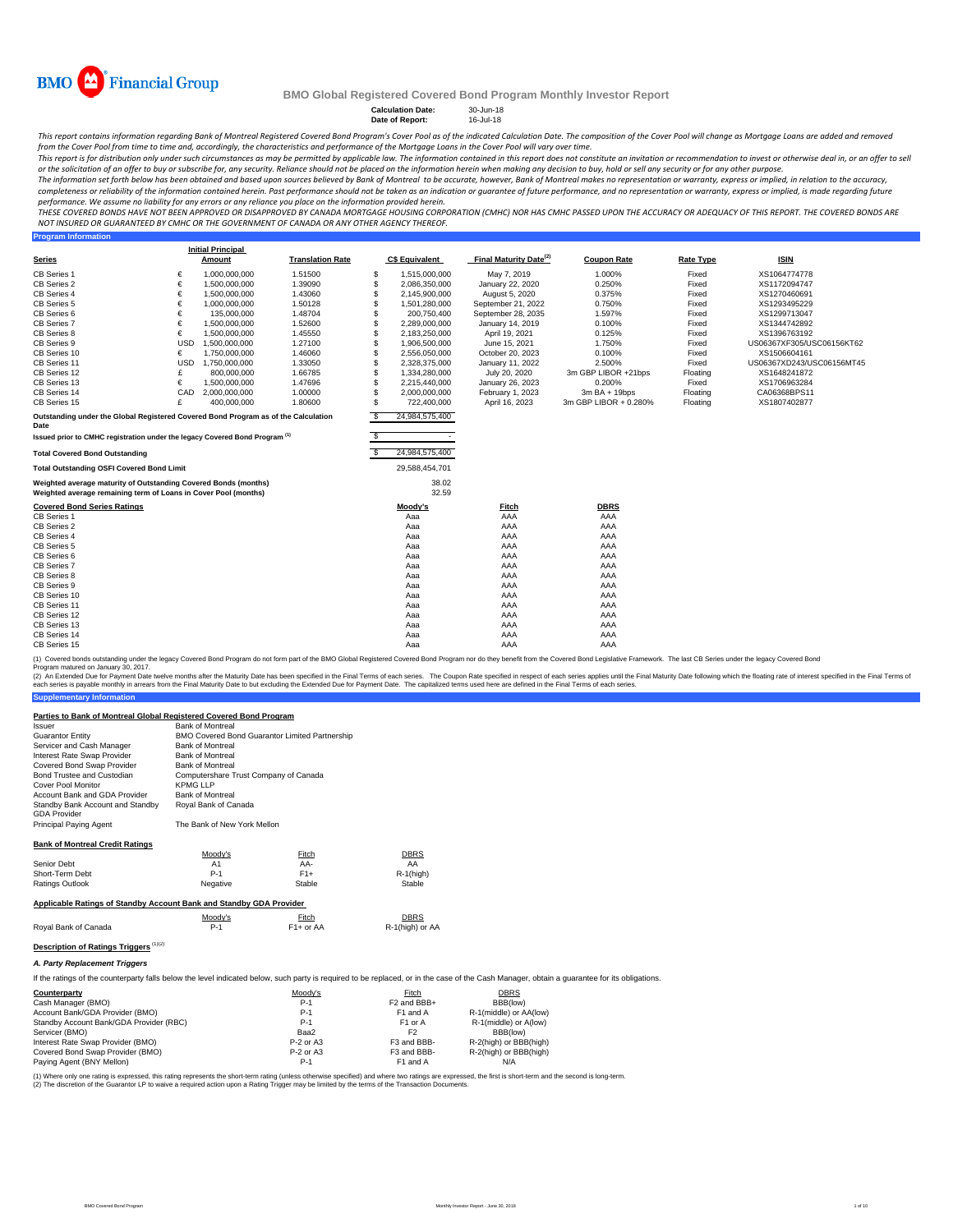BMO Financial Group

# BMO Global Registered Covered Bond Program Monthly Investor Report

**Calculation Date:** 30-Jun-18
**Date of Report:** 16-Jul-18

*This report contains information regarding Bank of Montreal Registered Covered Bond Program's Cover Pool as of the indicated Calculation Date. The composition of the Cover Pool will change as Mortgage Loans are added and removed from the Cover Pool from time to time and, accordingly, the characteristics and performance of the Mortgage Loans in the Cover Pool will vary over time.*

*This report is for distribution only under such circumstances as may be permitted by applicable law. The information contained in this report does not constitute an invitation or recommendation to invest or otherwise deal in, or an offer to sell or the solicitation of an offer to buy or subscribe for, any security. Reliance should not be placed on the information herein when making any decision to buy, hold or sell any security or for any other purpose.*

*The information set forth below has been obtained and based upon sources believed by Bank of Montreal to be accurate, however, Bank of Montreal makes no representation or warranty, express or implied, in relation to the accuracy, completeness or reliability of the information contained herein. Past performance should not be taken as an indication or guarantee of future performance, and no representation or warranty, express or implied, is made regarding future performance. We assume no liability for any errors or any reliance you place on the information provided herein.*

*THESE COVERED BONDS HAVE NOT BEEN APPROVED OR DISAPPROVED BY CANADA MORTGAGE HOUSING CORPORATION (CMHC) NOR HAS CMHC PASSED UPON THE ACCURACY OR ADEQUACY OF THIS REPORT. THE COVERED BONDS ARE NOT INSURED OR GUARANTEED BY CMHC OR THE GOVERNMENT OF CANADA OR ANY OTHER AGENCY THEREOF.*

## Program Information

| Series | | Initial Principal Amount | Translation Rate | C$ Equivalent | Final Maturity Date[2] | Coupon Rate | Rate Type | ISIN |
|---|---|---|---|---|---|---|---|---|
| CB Series 1 | € | 1,000,000,000 | 1.51500 | $ 1,515,000,000 | May 7, 2019 | 1.000% | Fixed | XS1064774778 |
| CB Series 2 | € | 1,500,000,000 | 1.39090 | $ 2,086,350,000 | January 22, 2020 | 0.250% | Fixed | XS1172094747 |
| CB Series 4 | € | 1,500,000,000 | 1.43060 | $ 2,145,900,000 | August 5, 2020 | 0.375% | Fixed | XS1270460691 |
| CB Series 5 | € | 1,000,000,000 | 1.50128 | $ 1,501,280,000 | September 21, 2022 | 0.750% | Fixed | XS1293495229 |
| CB Series 6 | € | 135,000,000 | 1.48704 | $ 200,750,400 | September 28, 2035 | 1.597% | Fixed | XS1299713047 |
| CB Series 7 | € | 1,500,000,000 | 1.52600 | $ 2,289,000,000 | January 14, 2019 | 0.100% | Fixed | XS1344742892 |
| CB Series 8 | € | 1,500,000,000 | 1.45550 | $ 2,183,250,000 | April 19, 2021 | 0.125% | Fixed | XS1396763192 |
| CB Series 9 | USD | 1,500,000,000 | 1.27100 | $ 1,906,500,000 | June 15, 2021 | 1.750% | Fixed | US06367XF305/USC06156KT62 |
| CB Series 10 | € | 1,750,000,000 | 1.46060 | $ 2,556,050,000 | October 20, 2023 | 0.100% | Fixed | XS1506604161 |
| CB Series 11 | USD | 1,750,000,000 | 1.33050 | $ 2,328,375,000 | January 11, 2022 | 2.500% | Fixed | US06367XD243/USC06156MT45 |
| CB Series 12 | £ | 800,000,000 | 1.66785 | $ 1,334,280,000 | July 20, 2020 | 3m GBP LIBOR +21bps | Floating | XS1648241872 |
| CB Series 13 | € | 1,500,000,000 | 1.47696 | $ 2,215,440,000 | January 26, 2023 | 0.200% | Fixed | XS1706963284 |
| CB Series 14 | CAD | 2,000,000,000 | 1.00000 | $ 2,000,000,000 | February 1, 2023 | 3m BA + 19bps | Floating | CA06368BPS11 |
| CB Series 15 | £ | 400,000,000 | 1.80600 | $ 722,400,000 | April 16, 2023 | 3m GBP LIBOR + 0.280% | Floating | XS1807402877 |

| | |
|---|---|
| Outstanding under the Global Registered Covered Bond Program as of the Calculation Date | $ 24,984,575,400 |
| Issued prior to CMHC registration under the legacy Covered Bond Program [1] | $ - |
| **Total Covered Bond Outstanding** | $ 24,984,575,400 |
| **Total Outstanding OSFI Covered Bond Limit** | 29,588,454,701 |
| **Weighted average maturity of Outstanding Covered Bonds (months)** | 38.02 |
| **Weighted average remaining term of Loans in Cover Pool (months)** | 32.59 |

| Covered Bond Series Ratings | Moody's | Fitch | DBRS |
|---|---|---|---|
| CB Series 1 | Aaa | AAA | AAA |
| CB Series 2 | Aaa | AAA | AAA |
| CB Series 4 | Aaa | AAA | AAA |
| CB Series 5 | Aaa | AAA | AAA |
| CB Series 6 | Aaa | AAA | AAA |
| CB Series 7 | Aaa | AAA | AAA |
| CB Series 8 | Aaa | AAA | AAA |
| CB Series 9 | Aaa | AAA | AAA |
| CB Series 10 | Aaa | AAA | AAA |
| CB Series 11 | Aaa | AAA | AAA |
| CB Series 12 | Aaa | AAA | AAA |
| CB Series 13 | Aaa | AAA | AAA |
| CB Series 14 | Aaa | AAA | AAA |
| CB Series 15 | Aaa | AAA | AAA |

(1) Covered bonds outstanding under the legacy Covered Bond Program do not form part of the BMO Global Registered Covered Bond Program nor do they benefit from the Covered Bond Legislative Framework. The last CB Series under the legacy Covered Bond Program matured on January 30, 2017.

(2) An Extended Due for Payment Date twelve months after the Maturity Date has been specified in the Final Terms of each series. The Coupon Rate specified in respect of each series applies until the Final Maturity Date following which the floating rate of interest specified in the Final Terms of each series is payable monthly in arrears from the Final Maturity Date to but excluding the Extended Due for Payment Date. The capitalized terms used here are defined in the Final Terms of each series.

## Supplementary Information

### Parties to Bank of Montreal Global Registered Covered Bond Program

| | |
|---|---|
| Issuer | Bank of Montreal |
| Guarantor Entity | BMO Covered Bond Guarantor Limited Partnership |
| Servicer and Cash Manager | Bank of Montreal |
| Interest Rate Swap Provider | Bank of Montreal |
| Covered Bond Swap Provider | Bank of Montreal |
| Bond Trustee and Custodian | Computershare Trust Company of Canada |
| Cover Pool Monitor | KPMG LLP |
| Account Bank and GDA Provider | Bank of Montreal |
| Standby Bank Account and Standby GDA Provider | Royal Bank of Canada |
| Principal Paying Agent | The Bank of New York Mellon |

### Bank of Montreal Credit Ratings

| | Moody's | Fitch | DBRS |
|---|---|---|---|
| Senior Debt | A1 | AA- | AA |
| Short-Term Debt | P-1 | F1+ | R-1(high) |
| Ratings Outlook | Negative | Stable | Stable |

### Applicable Ratings of Standby Account Bank and Standby GDA Provider

| | Moody's | Fitch | DBRS |
|---|---|---|---|
| Royal Bank of Canada | P-1 | F1+ or AA | R-1(high) or AA |

### Description of Ratings Triggers [1][2]

#### *A. Party Replacement Triggers*

If the ratings of the counterparty falls below the level indicated below, such party is required to be replaced, or in the case of the Cash Manager, obtain a guarantee for its obligations.

| Counterparty | Moody's | Fitch | DBRS |
|---|---|---|---|
| Cash Manager (BMO) | P-1 | F2 and BBB+ | BBB(low) |
| Account Bank/GDA Provider (BMO) | P-1 | F1 and A | R-1(middle) or AA(low) |
| Standby Account Bank/GDA Provider (RBC) | P-1 | F1 or A | R-1(middle) or A(low) |
| Servicer (BMO) | Baa2 | F2 | BBB(low) |
| Interest Rate Swap Provider (BMO) | P-2 or A3 | F3 and BBB- | R-2(high) or BBB(high) |
| Covered Bond Swap Provider (BMO) | P-2 or A3 | F3 and BBB- | R-2(high) or BBB(high) |
| Paying Agent (BNY Mellon) | P-1 | F1 and A | N/A |

(1) Where only one rating is expressed, this rating represents the short-term rating (unless otherwise specified) and where two ratings are expressed, the first is short-term and the second is long-term.
(2) The discretion of the Guarantor LP to waive a required action upon a Rating Trigger may be limited by the terms of the Transaction Documents.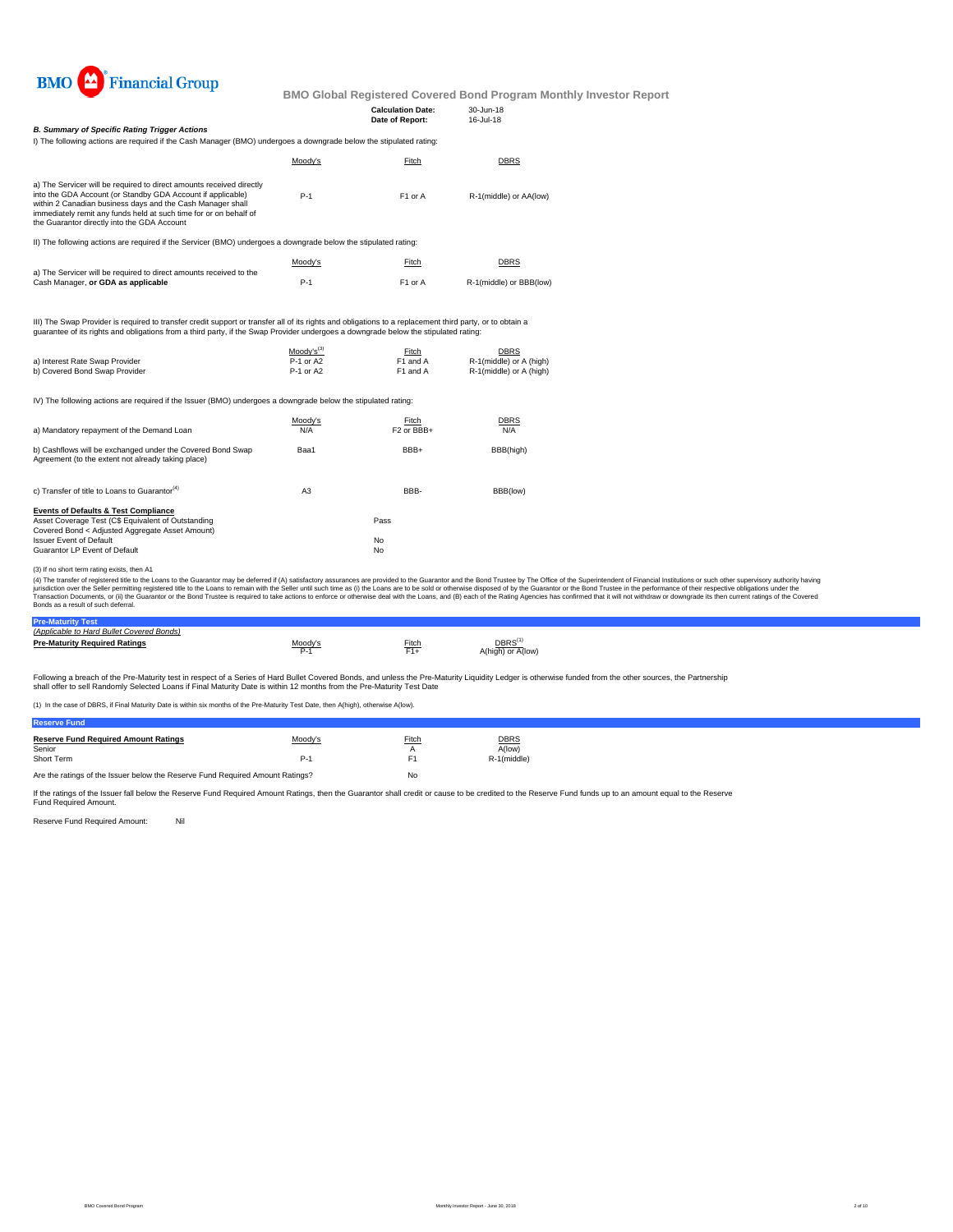BMO Financial Group

**BMO Global Registered Covered Bond Program Monthly Investor Report**

| | |
|---|---|
| **Calculation Date:** | 30-Jun-18 |
| **Date of Report:** | 16-Jul-18 |

***B. Summary of Specific Rating Trigger Actions***

I) The following actions are required if the Cash Manager (BMO) undergoes a downgrade below the stipulated rating:

| | Moody's | Fitch | DBRS |
|---|---|---|---|
| a) The Servicer will be required to direct amounts received directly into the GDA Account (or Standby GDA Account if applicable) within 2 Canadian business days and the Cash Manager shall immediately remit any funds held at such time for or on behalf of the Guarantor directly into the GDA Account | P-1 | F1 or A | R-1(middle) or AA(low) |

II) The following actions are required if the Servicer (BMO) undergoes a downgrade below the stipulated rating:

| | Moody's | Fitch | DBRS |
|---|---|---|---|
| a) The Servicer will be required to direct amounts received to the Cash Manager, **or GDA as applicable** | P-1 | F1 or A | R-1(middle) or BBB(low) |

III) The Swap Provider is required to transfer credit support or transfer all of its rights and obligations to a replacement third party, or to obtain a guarantee of its rights and obligations from a third party, if the Swap Provider undergoes a downgrade below the stipulated rating:

| | Moody's[3] | Fitch | DBRS |
|---|---|---|---|
| a) Interest Rate Swap Provider | P-1 or A2 | F1 and A | R-1(middle) or A (high) |
| b) Covered Bond Swap Provider | P-1 or A2 | F1 and A | R-1(middle) or A (high) |

IV) The following actions are required if the Issuer (BMO) undergoes a downgrade below the stipulated rating:

| | Moody's | Fitch | DBRS |
|---|---|---|---|
| a) Mandatory repayment of the Demand Loan | N/A | F2 or BBB+ | N/A |
| b) Cashflows will be exchanged under the Covered Bond Swap Agreement (to the extent not already taking place) | Baa1 | BBB+ | BBB(high) |
| c) Transfer of title to Loans to Guarantor[4] | A3 | BBB- | BBB(low) |

**Events of Defaults & Test Compliance**

| | |
|---|---|
| Asset Coverage Test (C$ Equivalent of Outstanding Covered Bond < Adjusted Aggregate Asset Amount) | Pass |
| Issuer Event of Default | No |
| Guarantor LP Event of Default | No |

(3) If no short term rating exists, then A1

(4) The transfer of registered title to the Loans to the Guarantor may be deferred if (A) satisfactory assurances are provided to the Guarantor and the Bond Trustee by The Office of the Superintendent of Financial Institutions or such other supervisory authority having jurisdiction over the Seller permitting registered title to the Loans to remain with the Seller until such time as (i) the Loans are to be sold or otherwise disposed of by the Guarantor or the Bond Trustee in the performance of their respective obligations under the Transaction Documents, or (ii) the Guarantor or the Bond Trustee is required to take actions to enforce or otherwise deal with the Loans, and (B) each of the Rating Agencies has confirmed that it will not withdraw or downgrade its then current ratings of the Covered Bonds as a result of such deferral.

**Pre-Maturity Test**

*(Applicable to Hard Bullet Covered Bonds)*

| **Pre-Maturity Required Ratings** | Moody's | Fitch | DBRS[1] |
|---|---|---|---|
| | P-1 | F1+ | A(high) or A(low) |

Following a breach of the Pre-Maturity test in respect of a Series of Hard Bullet Covered Bonds, and unless the Pre-Maturity Liquidity Ledger is otherwise funded from the other sources, the Partnership shall offer to sell Randomly Selected Loans if Final Maturity Date is within 12 months from the Pre-Maturity Test Date

(1) In the case of DBRS, if Final Maturity Date is within six months of the Pre-Maturity Test Date, then A(high), otherwise A(low).

**Reserve Fund**

| **Reserve Fund Required Amount Ratings** | Moody's | Fitch | DBRS |
|---|---|---|---|
| Senior | | A | A(low) |
| Short Term | P-1 | F1 | R-1(middle) |
| Are the ratings of the Issuer below the Reserve Fund Required Amount Ratings? | | No | |

If the ratings of the Issuer fall below the Reserve Fund Required Amount Ratings, then the Guarantor shall credit or cause to be credited to the Reserve Fund funds up to an amount equal to the Reserve Fund Required Amount.

Reserve Fund Required Amount: Nil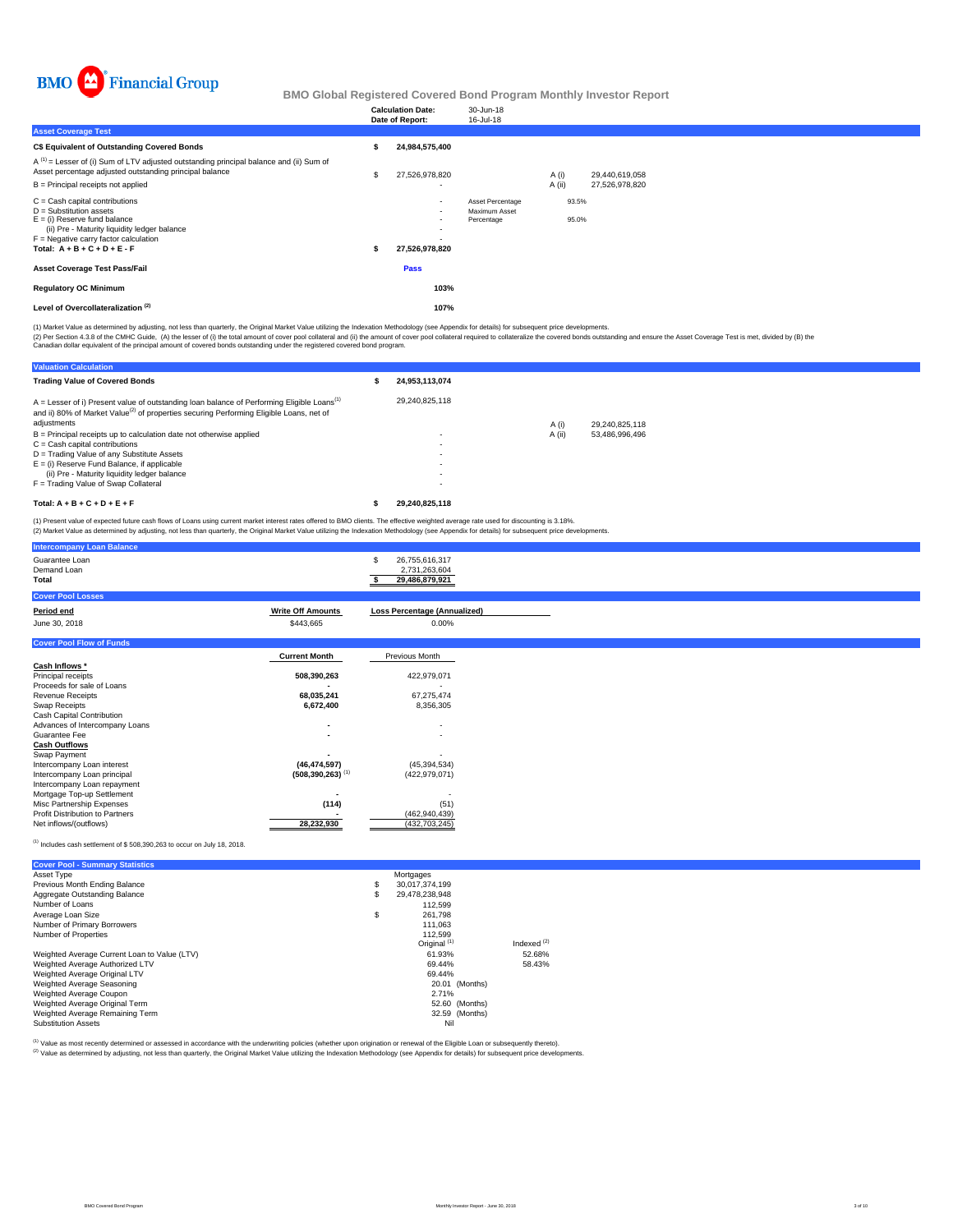BMO Financial Group

# BMO Global Registered Covered Bond Program Monthly Investor Report

| | |
|---|---|
| Calculation Date: | 30-Jun-18 |
| Date of Report: | 16-Jul-18 |

## Asset Coverage Test

| | | | | |
|---|---|---|---|---|
| **C$ Equivalent of Outstanding Covered Bonds** | **$ 24,984,575,400** | | | |
| A [1] = Lesser of (i) Sum of LTV adjusted outstanding principal balance and (ii) Sum of Asset percentage adjusted outstanding principal balance | $ 27,526,978,820 | | A (i) | 29,440,619,058 |
| B = Principal receipts not applied | - | | A (ii) | 27,526,978,820 |
| C = Cash capital contributions | - | Asset Percentage | 93.5% | |
| D = Substitution assets | - | Maximum Asset Percentage | 95.0% | |
| E = (i) Reserve fund balance | - | | | |
| (ii) Pre - Maturity liquidity ledger balance | - | | | |
| F = Negative carry factor calculation | - | | | |
| **Total: A + B + C + D + E - F** | **$ 27,526,978,820** | | | |
| **Asset Coverage Test Pass/Fail** | **Pass** | | | |
| **Regulatory OC Minimum** | **103%** | | | |
| **Level of Overcollateralization [2]** | **107%** | | | |

(1) Market Value as determined by adjusting, not less than quarterly, the Original Market Value utilizing the Indexation Methodology (see Appendix for details) for subsequent price developments.
(2) Per Section 4.3.8 of the CMHC Guide, (A) the lesser of (i) the total amount of cover pool collateral and (ii) the amount of cover pool collateral required to collateralize the covered bonds outstanding and ensure the Asset Coverage Test is met, divided by (B) the Canadian dollar equivalent of the principal amount of covered bonds outstanding under the registered covered bond program.

## Valuation Calculation

| | | | |
|---|---|---|---|
| **Trading Value of Covered Bonds** | **$ 24,953,113,074** | | |
| A = Lesser of i) Present value of outstanding loan balance of Performing Eligible Loans[1] and ii) 80% of Market Value[2] of properties securing Performing Eligible Loans, net of adjustments | 29,240,825,118 | A (i) | 29,240,825,118 |
| B = Principal receipts up to calculation date not otherwise applied | - | A (ii) | 53,486,996,496 |
| C = Cash capital contributions | - | | |
| D = Trading Value of any Substitute Assets | - | | |
| E = (i) Reserve Fund Balance, if applicable | - | | |
| (ii) Pre - Maturity liquidity ledger balance | - | | |
| F = Trading Value of Swap Collateral | - | | |
| **Total: A + B + C + D + E + F** | **$ 29,240,825,118** | | |

(1) Present value of expected future cash flows of Loans using current market interest rates offered to BMO clients. The effective weighted average rate used for discounting is 3.18%.
(2) Market Value as determined by adjusting, not less than quarterly, the Original Market Value utilizing the Indexation Methodology (see Appendix for details) for subsequent price developments.

## Intercompany Loan Balance

| | |
|---|---|
| Guarantee Loan | $ 26,755,616,317 |
| Demand Loan | 2,731,263,604 |
| **Total** | **$ 29,486,879,921** |

## Cover Pool Losses

| Period end | Write Off Amounts | Loss Percentage (Annualized) |
|---|---|---|
| June 30, 2018 | $443,665 | 0.00% |

## Cover Pool Flow of Funds

| | Current Month | Previous Month |
|---|---|---|
| **Cash Inflows \*** | | |
| Principal receipts | 508,390,263 | 422,979,071 |
| Proceeds for sale of Loans | - | - |
| Revenue Receipts | 68,035,241 | 67,275,474 |
| Swap Receipts | 6,672,400 | 8,356,305 |
| Cash Capital Contribution | | |
| Advances of Intercompany Loans | - | - |
| Guarantee Fee | - | - |
| **Cash Outflows** | | |
| Swap Payment | - | - |
| Intercompany Loan interest | (46,474,597) | (45,394,534) |
| Intercompany Loan principal | (508,390,263) [1] | (422,979,071) |
| Intercompany Loan repayment | | |
| Mortgage Top-up Settlement | - | - |
| Misc Partnership Expenses | (114) | (51) |
| Profit Distribution to Partners | - | (462,940,439) |
| Net inflows/(outflows) | 28,232,930 | (432,703,245) |

(1) Includes cash settlement of $ 508,390,263 to occur on July 18, 2018.

## Cover Pool - Summary Statistics

| | | |
|---|---|---|
| Asset Type | Mortgages | |
| Previous Month Ending Balance | $ 30,017,374,199 | |
| Aggregate Outstanding Balance | $ 29,478,238,948 | |
| Number of Loans | 112,599 | |
| Average Loan Size | $ 261,798 | |
| Number of Primary Borrowers | 111,063 | |
| Number of Properties | 112,599 | |
| | Original [1] | Indexed [2] |
| Weighted Average Current Loan to Value (LTV) | 61.93% | 52.68% |
| Weighted Average Authorized LTV | 69.44% | 58.43% |
| Weighted Average Original LTV | 69.44% | |
| Weighted Average Seasoning | 20.01 (Months) | |
| Weighted Average Coupon | 2.71% | |
| Weighted Average Original Term | 52.60 (Months) | |
| Weighted Average Remaining Term | 32.59 (Months) | |
| Substitution Assets | Nil | |

(1) Value as most recently determined or assessed in accordance with the underwriting policies (whether upon origination or renewal of the Eligible Loan or subsequently thereto).
(2) Value as determined by adjusting, not less than quarterly, the Original Market Value utilizing the Indexation Methodology (see Appendix for details) for subsequent price developments.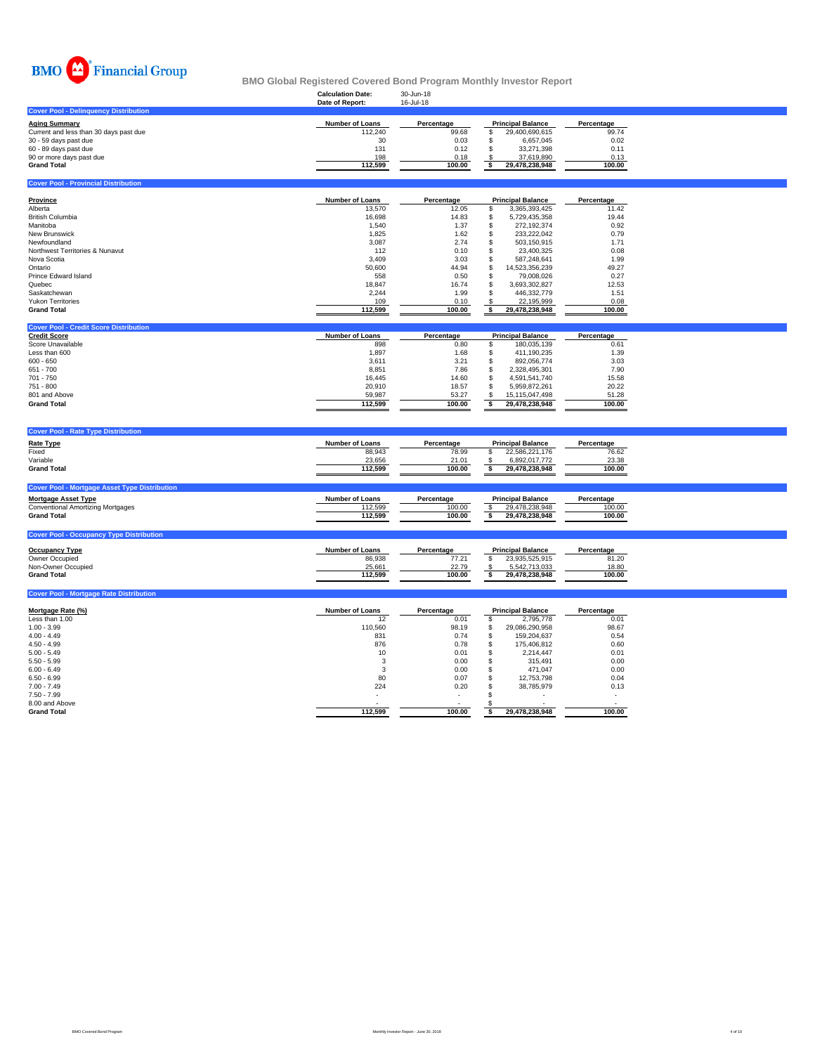BMO Financial Group

# BMO Global Registered Covered Bond Program Monthly Investor Report

**Calculation Date:** 30-Jun-18
**Date of Report:** 16-Jul-18

## Cover Pool - Delinquency Distribution

| Aging Summary | Number of Loans | Percentage | Principal Balance | Percentage |
|---|---|---|---|---|
| Current and less than 30 days past due | 112,240 | 99.68 | $ 29,400,690,615 | 99.74 |
| 30 - 59 days past due | 30 | 0.03 | $ 6,657,045 | 0.02 |
| 60 - 89 days past due | 131 | 0.12 | $ 33,271,398 | 0.11 |
| 90 or more days past due | 198 | 0.18 | $ 37,619,890 | 0.13 |
| **Grand Total** | **112,599** | **100.00** | **$ 29,478,238,948** | **100.00** |

## Cover Pool - Provincial Distribution

| Province | Number of Loans | Percentage | Principal Balance | Percentage |
|---|---|---|---|---|
| Alberta | 13,570 | 12.05 | $ 3,365,393,425 | 11.42 |
| British Columbia | 16,698 | 14.83 | $ 5,729,435,358 | 19.44 |
| Manitoba | 1,540 | 1.37 | $ 272,192,374 | 0.92 |
| New Brunswick | 1,825 | 1.62 | $ 233,222,042 | 0.79 |
| Newfoundland | 3,087 | 2.74 | $ 503,150,915 | 1.71 |
| Northwest Territories & Nunavut | 112 | 0.10 | $ 23,400,325 | 0.08 |
| Nova Scotia | 3,409 | 3.03 | $ 587,248,641 | 1.99 |
| Ontario | 50,600 | 44.94 | $ 14,523,356,239 | 49.27 |
| Prince Edward Island | 558 | 0.50 | $ 79,008,026 | 0.27 |
| Quebec | 18,847 | 16.74 | $ 3,693,302,827 | 12.53 |
| Saskatchewan | 2,244 | 1.99 | $ 446,332,779 | 1.51 |
| Yukon Territories | 109 | 0.10 | $ 22,195,999 | 0.08 |
| **Grand Total** | **112,599** | **100.00** | **$ 29,478,238,948** | **100.00** |

## Cover Pool - Credit Score Distribution

| Credit Score | Number of Loans | Percentage | Principal Balance | Percentage |
|---|---|---|---|---|
| Score Unavailable | 898 | 0.80 | $ 180,035,139 | 0.61 |
| Less than 600 | 1,897 | 1.68 | $ 411,190,235 | 1.39 |
| 600 - 650 | 3,611 | 3.21 | $ 892,056,774 | 3.03 |
| 651 - 700 | 8,851 | 7.86 | $ 2,328,495,301 | 7.90 |
| 701 - 750 | 16,445 | 14.60 | $ 4,591,541,740 | 15.58 |
| 751 - 800 | 20,910 | 18.57 | $ 5,959,872,261 | 20.22 |
| 801 and Above | 59,987 | 53.27 | $ 15,115,047,498 | 51.28 |
| **Grand Total** | **112,599** | **100.00** | **$ 29,478,238,948** | **100.00** |

## Cover Pool - Rate Type Distribution

| Rate Type | Number of Loans | Percentage | Principal Balance | Percentage |
|---|---|---|---|---|
| Fixed | 88,943 | 78.99 | $ 22,586,221,176 | 76.62 |
| Variable | 23,656 | 21.01 | $ 6,892,017,772 | 23.38 |
| **Grand Total** | **112,599** | **100.00** | **$ 29,478,238,948** | **100.00** |

## Cover Pool - Mortgage Asset Type Distribution

| Mortgage Asset Type | Number of Loans | Percentage | Principal Balance | Percentage |
|---|---|---|---|---|
| Conventional Amortizing Mortgages | 112,599 | 100.00 | $ 29,478,238,948 | 100.00 |
| **Grand Total** | **112,599** | **100.00** | **$ 29,478,238,948** | **100.00** |

## Cover Pool - Occupancy Type Distribution

| Occupancy Type | Number of Loans | Percentage | Principal Balance | Percentage |
|---|---|---|---|---|
| Owner Occupied | 86,938 | 77.21 | $ 23,935,525,915 | 81.20 |
| Non-Owner Occupied | 25,661 | 22.79 | $ 5,542,713,033 | 18.80 |
| **Grand Total** | **112,599** | **100.00** | **$ 29,478,238,948** | **100.00** |

## Cover Pool - Mortgage Rate Distribution

| Mortgage Rate (%) | Number of Loans | Percentage | Principal Balance | Percentage |
|---|---|---|---|---|
| Less than 1.00 | 12 | 0.01 | $ 2,795,778 | 0.01 |
| 1.00 - 3.99 | 110,560 | 98.19 | $ 29,086,290,958 | 98.67 |
| 4.00 - 4.49 | 831 | 0.74 | $ 159,204,637 | 0.54 |
| 4.50 - 4.99 | 876 | 0.78 | $ 175,406,812 | 0.60 |
| 5.00 - 5.49 | 10 | 0.01 | $ 2,214,447 | 0.01 |
| 5.50 - 5.99 | 3 | 0.00 | $ 315,491 | 0.00 |
| 6.00 - 6.49 | 3 | 0.00 | $ 471,047 | 0.00 |
| 6.50 - 6.99 | 80 | 0.07 | $ 12,753,798 | 0.04 |
| 7.00 - 7.49 | 224 | 0.20 | $ 38,785,979 | 0.13 |
| 7.50 - 7.99 | - | - | $ - | - |
| 8.00 and Above | - | - | $ - | - |
| **Grand Total** | **112,599** | **100.00** | **$ 29,478,238,948** | **100.00** |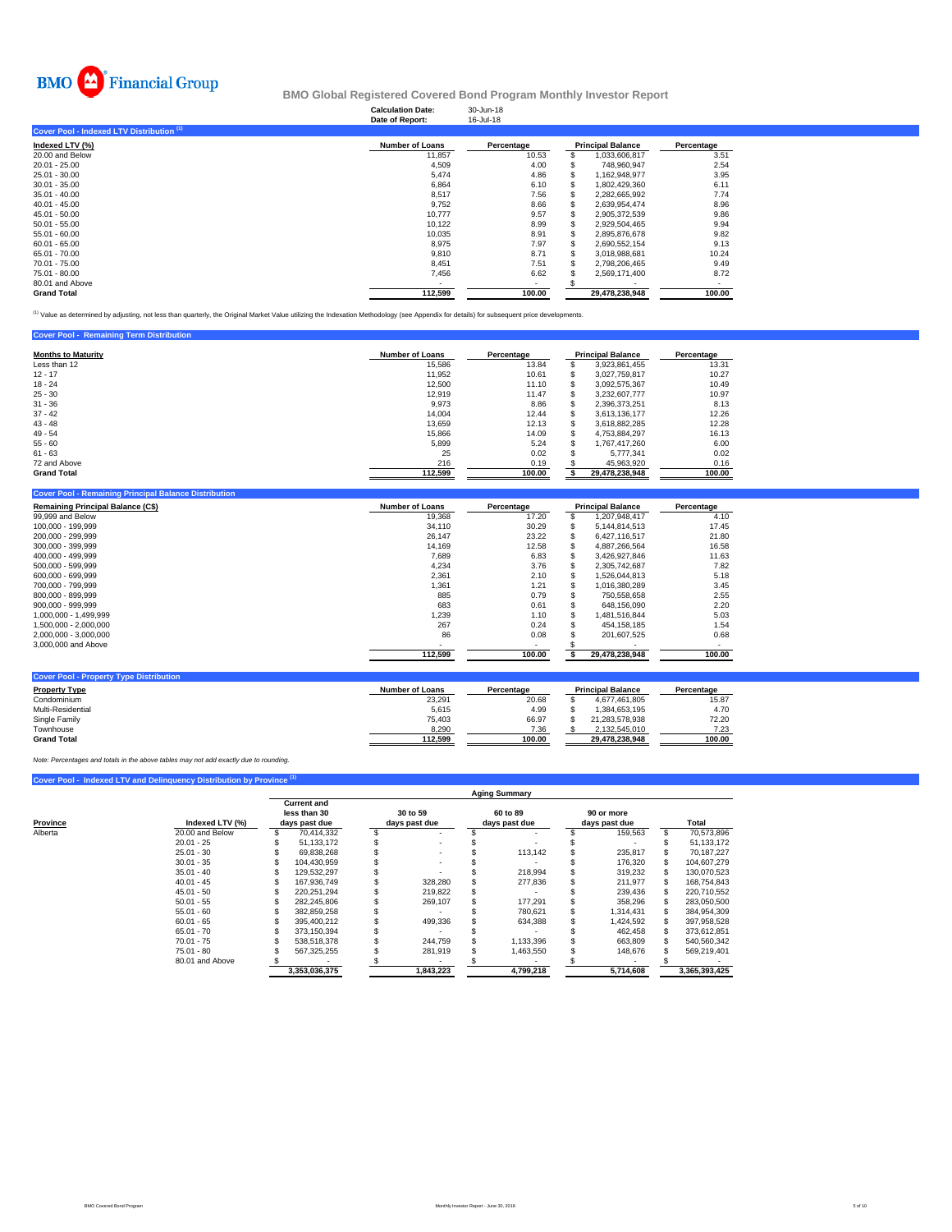**BMO Financial Group**

# BMO Global Registered Covered Bond Program Monthly Investor Report

**Calculation Date:** 30-Jun-18
**Date of Report:** 16-Jul-18

## Cover Pool - Indexed LTV Distribution [1]

| Indexed LTV (%) | Number of Loans | Percentage | Principal Balance | Percentage |
|---|---|---|---|---|
| 20.00 and Below | 11,857 | 10.53 | $ 1,033,606,817 | 3.51 |
| 20.01 - 25.00 | 4,509 | 4.00 | $ 748,960,947 | 2.54 |
| 25.01 - 30.00 | 5,474 | 4.86 | $ 1,162,948,977 | 3.95 |
| 30.01 - 35.00 | 6,864 | 6.10 | $ 1,802,429,360 | 6.11 |
| 35.01 - 40.00 | 8,517 | 7.56 | $ 2,282,665,992 | 7.74 |
| 40.01 - 45.00 | 9,752 | 8.66 | $ 2,639,954,474 | 8.96 |
| 45.01 - 50.00 | 10,777 | 9.57 | $ 2,905,372,539 | 9.86 |
| 50.01 - 55.00 | 10,122 | 8.99 | $ 2,929,504,465 | 9.94 |
| 55.01 - 60.00 | 10,035 | 8.91 | $ 2,895,876,678 | 9.82 |
| 60.01 - 65.00 | 8,975 | 7.97 | $ 2,690,552,154 | 9.13 |
| 65.01 - 70.00 | 9,810 | 8.71 | $ 3,018,988,681 | 10.24 |
| 70.01 - 75.00 | 8,451 | 7.51 | $ 2,798,206,465 | 9.49 |
| 75.01 - 80.00 | 7,456 | 6.62 | $ 2,569,171,400 | 8.72 |
| 80.01 and Above | - | - | $ - | - |
| **Grand Total** | **112,599** | **100.00** | **29,478,238,948** | **100.00** |

[1] Value as determined by adjusting, not less than quarterly, the Original Market Value utilizing the Indexation Methodology (see Appendix for details) for subsequent price developments.

## Cover Pool - Remaining Term Distribution

| Months to Maturity | Number of Loans | Percentage | Principal Balance | Percentage |
|---|---|---|---|---|
| Less than 12 | 15,586 | 13.84 | $ 3,923,861,455 | 13.31 |
| 12 - 17 | 11,952 | 10.61 | $ 3,027,759,817 | 10.27 |
| 18 - 24 | 12,500 | 11.10 | $ 3,092,575,367 | 10.49 |
| 25 - 30 | 12,919 | 11.47 | $ 3,232,607,777 | 10.97 |
| 31 - 36 | 9,973 | 8.86 | $ 2,396,373,251 | 8.13 |
| 37 - 42 | 14,004 | 12.44 | $ 3,613,136,177 | 12.26 |
| 43 - 48 | 13,659 | 12.13 | $ 3,618,882,285 | 12.28 |
| 49 - 54 | 15,866 | 14.09 | $ 4,753,884,297 | 16.13 |
| 55 - 60 | 5,899 | 5.24 | $ 1,767,417,260 | 6.00 |
| 61 - 63 | 25 | 0.02 | $ 5,777,341 | 0.02 |
| 72 and Above | 216 | 0.19 | $ 45,963,920 | 0.16 |
| **Grand Total** | **112,599** | **100.00** | **$ 29,478,238,948** | **100.00** |

## Cover Pool - Remaining Principal Balance Distribution

| Remaining Principal Balance (C$) | Number of Loans | Percentage | Principal Balance | Percentage |
|---|---|---|---|---|
| 99,999 and Below | 19,368 | 17.20 | $ 1,207,948,417 | 4.10 |
| 100,000 - 199,999 | 34,110 | 30.29 | $ 5,144,814,513 | 17.45 |
| 200,000 - 299,999 | 26,147 | 23.22 | $ 6,427,116,517 | 21.80 |
| 300,000 - 399,999 | 14,169 | 12.58 | $ 4,887,266,564 | 16.58 |
| 400,000 - 499,999 | 7,689 | 6.83 | $ 3,426,927,846 | 11.63 |
| 500,000 - 599,999 | 4,234 | 3.76 | $ 2,305,742,687 | 7.82 |
| 600,000 - 699,999 | 2,361 | 2.10 | $ 1,526,044,813 | 5.18 |
| 700,000 - 799,999 | 1,361 | 1.21 | $ 1,016,380,289 | 3.45 |
| 800,000 - 899,999 | 885 | 0.79 | $ 750,558,658 | 2.55 |
| 900,000 - 999,999 | 683 | 0.61 | $ 648,156,090 | 2.20 |
| 1,000,000 - 1,499,999 | 1,239 | 1.10 | $ 1,481,516,844 | 5.03 |
| 1,500,000 - 2,000,000 | 267 | 0.24 | $ 454,158,185 | 1.54 |
| 2,000,000 - 3,000,000 | 86 | 0.08 | $ 201,607,525 | 0.68 |
| 3,000,000 and Above | - | - | $ - | - |
| | **112,599** | **100.00** | **$ 29,478,238,948** | **100.00** |

## Cover Pool - Property Type Distribution

| Property Type | Number of Loans | Percentage | Principal Balance | Percentage |
|---|---|---|---|---|
| Condominium | 23,291 | 20.68 | $ 4,677,461,805 | 15.87 |
| Multi-Residential | 5,615 | 4.99 | $ 1,384,653,195 | 4.70 |
| Single Family | 75,403 | 66.97 | $ 21,283,578,938 | 72.20 |
| Townhouse | 8,290 | 7.36 | $ 2,132,545,010 | 7.23 |
| **Grand Total** | **112,599** | **100.00** | **29,478,238,948** | **100.00** |

*Note: Percentages and totals in the above tables may not add exactly due to rounding.*

## Cover Pool - Indexed LTV and Delinquency Distribution by Province [1]

| | | Aging Summary | | | | |
|---|---|---|---|---|---|---|
| Province | Indexed LTV (%) | Current and less than 30 days past due | 30 to 59 days past due | 60 to 89 days past due | 90 or more days past due | Total |
| Alberta | 20.00 and Below | $ 70,414,332 | $ - | $ - | $ 159,563 | $ 70,573,896 |
| | 20.01 - 25 | $ 51,133,172 | $ - | $ - | $ - | $ 51,133,172 |
| | 25.01 - 30 | $ 69,838,268 | $ - | $ 113,142 | $ 235,817 | $ 70,187,227 |
| | 30.01 - 35 | $ 104,430,959 | $ - | $ - | $ 176,320 | $ 104,607,279 |
| | 35.01 - 40 | $ 129,532,297 | $ - | $ 218,994 | $ 319,232 | $ 130,070,523 |
| | 40.01 - 45 | $ 167,936,749 | $ 328,280 | $ 277,836 | $ 211,977 | $ 168,754,843 |
| | 45.01 - 50 | $ 220,251,294 | $ 219,822 | $ - | $ 239,436 | $ 220,710,552 |
| | 50.01 - 55 | $ 282,245,806 | $ 269,107 | $ 177,291 | $ 358,296 | $ 283,050,500 |
| | 55.01 - 60 | $ 382,859,258 | $ - | $ 780,621 | $ 1,314,431 | $ 384,954,309 |
| | 60.01 - 65 | $ 395,400,212 | $ 499,336 | $ 634,388 | $ 1,424,592 | $ 397,958,528 |
| | 65.01 - 70 | $ 373,150,394 | $ - | $ - | $ 462,458 | $ 373,612,851 |
| | 70.01 - 75 | $ 538,518,378 | $ 244,759 | $ 1,133,396 | $ 663,809 | $ 540,560,342 |
| | 75.01 - 80 | $ 567,325,255 | $ 281,919 | $ 1,463,550 | $ 148,676 | $ 569,219,401 |
| | 80.01 and Above | $ - | $ - | $ - | $ - | $ - |
| | | **3,353,036,375** | **1,843,223** | **4,799,218** | **5,714,608** | **3,365,393,425** |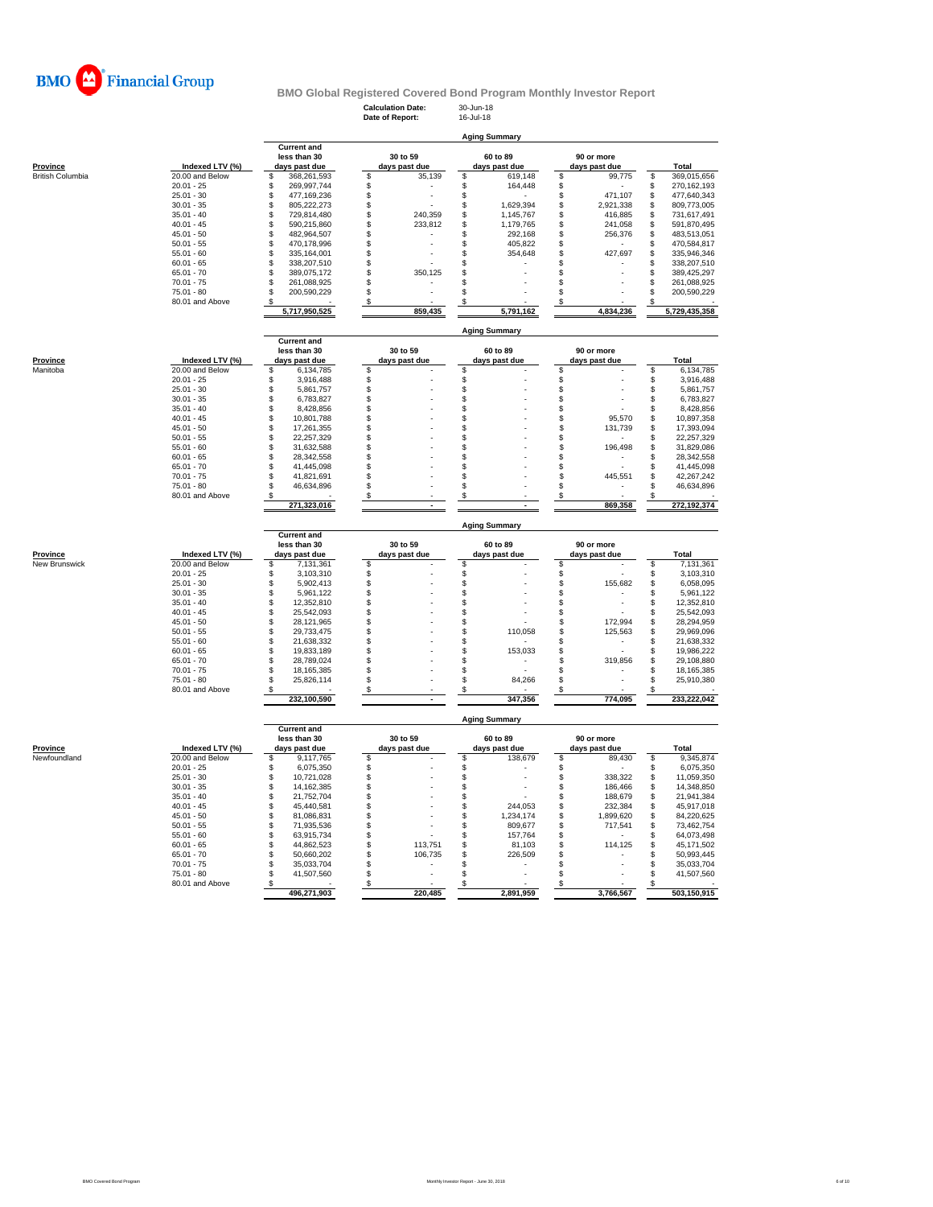BMO Financial Group

# BMO Global Registered Covered Bond Program Monthly Investor Report

**Calculation Date:** 30-Jun-18
**Date of Report:** 16-Jul-18

## Aging Summary

| Province | Indexed LTV (%) | Current and less than 30 days past due | 30 to 59 days past due | 60 to 89 days past due | 90 or more days past due | Total |
|---|---|---|---|---|---|---|
| British Columbia | 20.00 and Below | $ 368,261,593 | $ 35,139 | $ 619,148 | $ 99,775 | $ 369,015,656 |
| | 20.01 - 25 | $ 269,997,744 | $ - | $ 164,448 | $ - | $ 270,162,193 |
| | 25.01 - 30 | $ 477,169,236 | $ - | $ - | $ 471,107 | $ 477,640,343 |
| | 30.01 - 35 | $ 805,222,273 | $ - | $ 1,629,394 | $ 2,921,338 | $ 809,773,005 |
| | 35.01 - 40 | $ 729,814,480 | $ 240,359 | $ 1,145,767 | $ 416,885 | $ 731,617,491 |
| | 40.01 - 45 | $ 590,215,860 | $ 233,812 | $ 1,179,765 | $ 241,058 | $ 591,870,495 |
| | 45.01 - 50 | $ 482,964,507 | $ - | $ 292,168 | $ 256,376 | $ 483,513,051 |
| | 50.01 - 55 | $ 470,178,996 | $ - | $ 405,822 | $ - | $ 470,584,817 |
| | 55.01 - 60 | $ 335,164,001 | $ - | $ 354,648 | $ 427,697 | $ 335,946,346 |
| | 60.01 - 65 | $ 338,207,510 | $ - | $ - | $ - | $ 338,207,510 |
| | 65.01 - 70 | $ 389,075,172 | $ 350,125 | $ - | $ - | $ 389,425,297 |
| | 70.01 - 75 | $ 261,088,925 | $ - | $ - | $ - | $ 261,088,925 |
| | 75.01 - 80 | $ 200,590,229 | $ - | $ - | $ - | $ 200,590,229 |
| | 80.01 and Above | $ - | $ - | $ - | $ - | $ - |
| | | 5,717,950,525 | 859,435 | 5,791,162 | 4,834,236 | 5,729,435,358 |

## Aging Summary

| Province | Indexed LTV (%) | Current and less than 30 days past due | 30 to 59 days past due | 60 to 89 days past due | 90 or more days past due | Total |
|---|---|---|---|---|---|---|
| Manitoba | 20.00 and Below | $ 6,134,785 | $ - | $ - | $ - | $ 6,134,785 |
| | 20.01 - 25 | $ 3,916,488 | $ - | $ - | $ - | $ 3,916,488 |
| | 25.01 - 30 | $ 5,861,757 | $ - | $ - | $ - | $ 5,861,757 |
| | 30.01 - 35 | $ 6,783,827 | $ - | $ - | $ - | $ 6,783,827 |
| | 35.01 - 40 | $ 8,428,856 | $ - | $ - | $ - | $ 8,428,856 |
| | 40.01 - 45 | $ 10,801,788 | $ - | $ - | $ 95,570 | $ 10,897,358 |
| | 45.01 - 50 | $ 17,261,355 | $ - | $ - | $ 131,739 | $ 17,393,094 |
| | 50.01 - 55 | $ 22,257,329 | $ - | $ - | $ - | $ 22,257,329 |
| | 55.01 - 60 | $ 31,632,588 | $ - | $ - | $ 196,498 | $ 31,829,086 |
| | 60.01 - 65 | $ 28,342,558 | $ - | $ - | $ - | $ 28,342,558 |
| | 65.01 - 70 | $ 41,445,098 | $ - | $ - | $ - | $ 41,445,098 |
| | 70.01 - 75 | $ 41,821,691 | $ - | $ - | $ 445,551 | $ 42,267,242 |
| | 75.01 - 80 | $ 46,634,896 | $ - | $ - | $ - | $ 46,634,896 |
| | 80.01 and Above | $ - | $ - | $ - | $ - | $ - |
| | | 271,323,016 | - | - | 869,358 | 272,192,374 |

## Aging Summary

| Province | Indexed LTV (%) | Current and less than 30 days past due | 30 to 59 days past due | 60 to 89 days past due | 90 or more days past due | Total |
|---|---|---|---|---|---|---|
| New Brunswick | 20.00 and Below | $ 7,131,361 | $ - | $ - | $ - | $ 7,131,361 |
| | 20.01 - 25 | $ 3,103,310 | $ - | $ - | $ - | $ 3,103,310 |
| | 25.01 - 30 | $ 5,902,413 | $ - | $ - | $ 155,682 | $ 6,058,095 |
| | 30.01 - 35 | $ 5,961,122 | $ - | $ - | $ - | $ 5,961,122 |
| | 35.01 - 40 | $ 12,352,810 | $ - | $ - | $ - | $ 12,352,810 |
| | 40.01 - 45 | $ 25,542,093 | $ - | $ - | $ - | $ 25,542,093 |
| | 45.01 - 50 | $ 28,121,965 | $ - | $ - | $ 172,994 | $ 28,294,959 |
| | 50.01 - 55 | $ 29,733,475 | $ - | $ 110,058 | $ 125,563 | $ 29,969,096 |
| | 55.01 - 60 | $ 21,638,332 | $ - | $ - | $ - | $ 21,638,332 |
| | 60.01 - 65 | $ 19,833,189 | $ - | $ 153,033 | $ - | $ 19,986,222 |
| | 65.01 - 70 | $ 28,789,024 | $ - | $ - | $ 319,856 | $ 29,108,880 |
| | 70.01 - 75 | $ 18,165,385 | $ - | $ - | $ - | $ 18,165,385 |
| | 75.01 - 80 | $ 25,826,114 | $ - | $ 84,266 | $ - | $ 25,910,380 |
| | 80.01 and Above | $ - | $ - | $ - | $ - | $ - |
| | | 232,100,590 | - | 347,356 | 774,095 | 233,222,042 |

## Aging Summary

| Province | Indexed LTV (%) | Current and less than 30 days past due | 30 to 59 days past due | 60 to 89 days past due | 90 or more days past due | Total |
|---|---|---|---|---|---|---|
| Newfoundland | 20.00 and Below | $ 9,117,765 | $ - | $ 138,679 | $ 89,430 | $ 9,345,874 |
| | 20.01 - 25 | $ 6,075,350 | $ - | $ - | $ - | $ 6,075,350 |
| | 25.01 - 30 | $ 10,721,028 | $ - | $ - | $ 338,322 | $ 11,059,350 |
| | 30.01 - 35 | $ 14,162,385 | $ - | $ - | $ 186,466 | $ 14,348,850 |
| | 35.01 - 40 | $ 21,752,704 | $ - | $ - | $ 188,679 | $ 21,941,384 |
| | 40.01 - 45 | $ 45,440,581 | $ - | $ 244,053 | $ 232,384 | $ 45,917,018 |
| | 45.01 - 50 | $ 81,086,831 | $ - | $ 1,234,174 | $ 1,899,620 | $ 84,220,625 |
| | 50.01 - 55 | $ 71,935,536 | $ - | $ 809,677 | $ 717,541 | $ 73,462,754 |
| | 55.01 - 60 | $ 63,915,734 | $ - | $ 157,764 | $ - | $ 64,073,498 |
| | 60.01 - 65 | $ 44,862,523 | $ 113,751 | $ 81,103 | $ 114,125 | $ 45,171,502 |
| | 65.01 - 70 | $ 50,660,202 | $ 106,735 | $ 226,509 | $ - | $ 50,993,445 |
| | 70.01 - 75 | $ 35,033,704 | $ - | $ - | $ - | $ 35,033,704 |
| | 75.01 - 80 | $ 41,507,560 | $ - | $ - | $ - | $ 41,507,560 |
| | 80.01 and Above | $ - | $ - | $ - | $ - | $ - |
| | | 496,271,903 | 220,485 | 2,891,959 | 3,766,567 | 503,150,915 |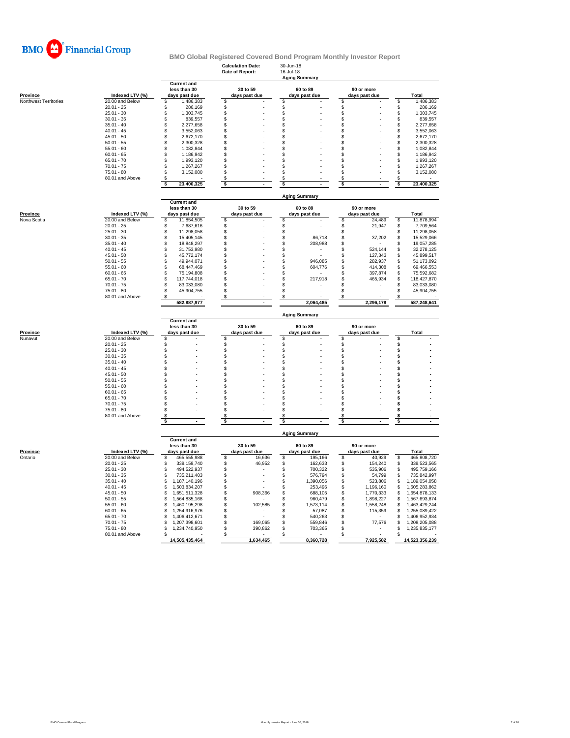**BMO Financial Group**

# BMO Global Registered Covered Bond Program Monthly Investor Report

**Calculation Date:** 30-Jun-18
**Date of Report:** 16-Jul-18

## Aging Summary

| Province | Indexed LTV (%) | Current and less than 30 days past due | 30 to 59 days past due | 60 to 89 days past due | 90 or more days past due | Total |
|---|---|---|---|---|---|---|
| Northwest Territories | 20.00 and Below | $ 1,486,383 | $ - | $ - | $ - | $ 1,486,383 |
| | 20.01 - 25 | $ 286,169 | $ - | $ - | $ - | $ 286,169 |
| | 25.01 - 30 | $ 1,303,745 | $ - | $ - | $ - | $ 1,303,745 |
| | 30.01 - 35 | $ 839,557 | $ - | $ - | $ - | $ 839,557 |
| | 35.01 - 40 | $ 2,277,658 | $ - | $ - | $ - | $ 2,277,658 |
| | 40.01 - 45 | $ 3,552,063 | $ - | $ - | $ - | $ 3,552,063 |
| | 45.01 - 50 | $ 2,672,170 | $ - | $ - | $ - | $ 2,672,170 |
| | 50.01 - 55 | $ 2,300,328 | $ - | $ - | $ - | $ 2,300,328 |
| | 55.01 - 60 | $ 1,082,844 | $ - | $ - | $ - | $ 1,082,844 |
| | 60.01 - 65 | $ 1,186,942 | $ - | $ - | $ - | $ 1,186,942 |
| | 65.01 - 70 | $ 1,993,120 | $ - | $ - | $ - | $ 1,993,120 |
| | 70.01 - 75 | $ 1,267,267 | $ - | $ - | $ - | $ 1,267,267 |
| | 75.01 - 80 | $ 3,152,080 | $ - | $ - | $ - | $ 3,152,080 |
| | 80.01 and Above | $ - | $ - | $ - | $ - | $ - |
| | | **$ 23,400,325** | **$ -** | **$ -** | **$ -** | **$ 23,400,325** |

## Aging Summary

| Province | Indexed LTV (%) | Current and less than 30 days past due | 30 to 59 days past due | 60 to 89 days past due | 90 or more days past due | Total |
|---|---|---|---|---|---|---|
| Nova Scotia | 20.00 and Below | $ 11,854,505 | $ - | $ - | $ 24,489 | $ 11,878,994 |
| | 20.01 - 25 | $ 7,687,616 | $ - | $ - | $ 21,947 | $ 7,709,564 |
| | 25.01 - 30 | $ 11,298,058 | $ - | $ - | $ - | $ 11,298,058 |
| | 30.01 - 35 | $ 15,405,145 | $ - | $ 86,718 | $ 37,202 | $ 15,529,066 |
| | 35.01 - 40 | $ 18,848,297 | $ - | $ 208,988 | $ - | $ 19,057,285 |
| | 40.01 - 45 | $ 31,753,980 | $ - | $ - | $ 524,144 | $ 32,278,125 |
| | 45.01 - 50 | $ 45,772,174 | $ - | $ - | $ 127,343 | $ 45,899,517 |
| | 50.01 - 55 | $ 49,944,071 | $ - | $ 946,085 | $ 282,937 | $ 51,173,092 |
| | 55.01 - 60 | $ 68,447,469 | $ - | $ 604,776 | $ 414,308 | $ 69,466,553 |
| | 60.01 - 65 | $ 75,194,808 | $ - | $ - | $ 397,874 | $ 75,592,682 |
| | 65.01 - 70 | $ 117,744,018 | $ - | $ 217,918 | $ 465,934 | $ 118,427,870 |
| | 70.01 - 75 | $ 83,033,080 | $ - | $ - | $ - | $ 83,033,080 |
| | 75.01 - 80 | $ 45,904,755 | $ - | $ - | $ - | $ 45,904,755 |
| | 80.01 and Above | $ - | $ - | $ - | $ - | $ - |
| | | **582,887,977** | **-** | **2,064,485** | **2,296,178** | **587,248,641** |

## Aging Summary

| Province | Indexed LTV (%) | Current and less than 30 days past due | 30 to 59 days past due | 60 to 89 days past due | 90 or more days past due | Total |
|---|---|---|---|---|---|---|
| Nunavut | 20.00 and Below | $ - | $ - | $ - | $ - | $ - |
| | 20.01 - 25 | $ - | $ - | $ - | $ - | $ - |
| | 25.01 - 30 | $ - | $ - | $ - | $ - | $ - |
| | 30.01 - 35 | $ - | $ - | $ - | $ - | $ - |
| | 35.01 - 40 | $ - | $ - | $ - | $ - | $ - |
| | 40.01 - 45 | $ - | $ - | $ - | $ - | $ - |
| | 45.01 - 50 | $ - | $ - | $ - | $ - | $ - |
| | 50.01 - 55 | $ - | $ - | $ - | $ - | $ - |
| | 55.01 - 60 | $ - | $ - | $ - | $ - | $ - |
| | 60.01 - 65 | $ - | $ - | $ - | $ - | $ - |
| | 65.01 - 70 | $ - | $ - | $ - | $ - | $ - |
| | 70.01 - 75 | $ - | $ - | $ - | $ - | $ - |
| | 75.01 - 80 | $ - | $ - | $ - | $ - | $ - |
| | 80.01 and Above | $ - | $ - | $ - | $ - | $ - |
| | | **$ -** | **$ -** | **$ -** | **$ -** | **$ -** |

## Aging Summary

| Province | Indexed LTV (%) | Current and less than 30 days past due | 30 to 59 days past due | 60 to 89 days past due | 90 or more days past due | Total |
|---|---|---|---|---|---|---|
| Ontario | 20.00 and Below | $ 465,555,988 | $ 16,636 | $ 195,166 | $ 40,929 | $ 465,808,720 |
| | 20.01 - 25 | $ 339,159,740 | $ 46,952 | $ 162,633 | $ 154,240 | $ 339,523,565 |
| | 25.01 - 30 | $ 494,522,937 | $ - | $ 700,322 | $ 535,906 | $ 495,759,166 |
| | 30.01 - 35 | $ 735,211,403 | $ - | $ 576,794 | $ 54,799 | $ 735,842,997 |
| | 35.01 - 40 | $ 1,187,140,196 | $ - | $ 1,390,056 | $ 523,806 | $ 1,189,054,058 |
| | 40.01 - 45 | $ 1,503,834,207 | $ - | $ 253,496 | $ 1,196,160 | $ 1,505,283,862 |
| | 45.01 - 50 | $ 1,651,511,328 | $ 908,366 | $ 688,105 | $ 1,770,333 | $ 1,654,878,133 |
| | 50.01 - 55 | $ 1,564,835,168 | $ - | $ 960,479 | $ 1,898,227 | $ 1,567,693,874 |
| | 55.01 - 60 | $ 1,460,195,298 | $ 102,585 | $ 1,573,114 | $ 1,558,248 | $ 1,463,429,244 |
| | 60.01 - 65 | $ 1,254,916,976 | $ - | $ 57,087 | $ 115,359 | $ 1,255,089,422 |
| | 65.01 - 70 | $ 1,406,412,671 | $ - | $ 540,263 | $ - | $ 1,406,952,934 |
| | 70.01 - 75 | $ 1,207,398,601 | $ 169,065 | $ 559,846 | $ 77,576 | $ 1,208,205,088 |
| | 75.01 - 80 | $ 1,234,740,950 | $ 390,862 | $ 703,365 | $ - | $ 1,235,835,177 |
| | 80.01 and Above | $ - | $ - | $ - | $ - | $ - |
| | | **14,505,435,464** | **1,634,465** | **8,360,728** | **7,925,582** | **14,523,356,239** |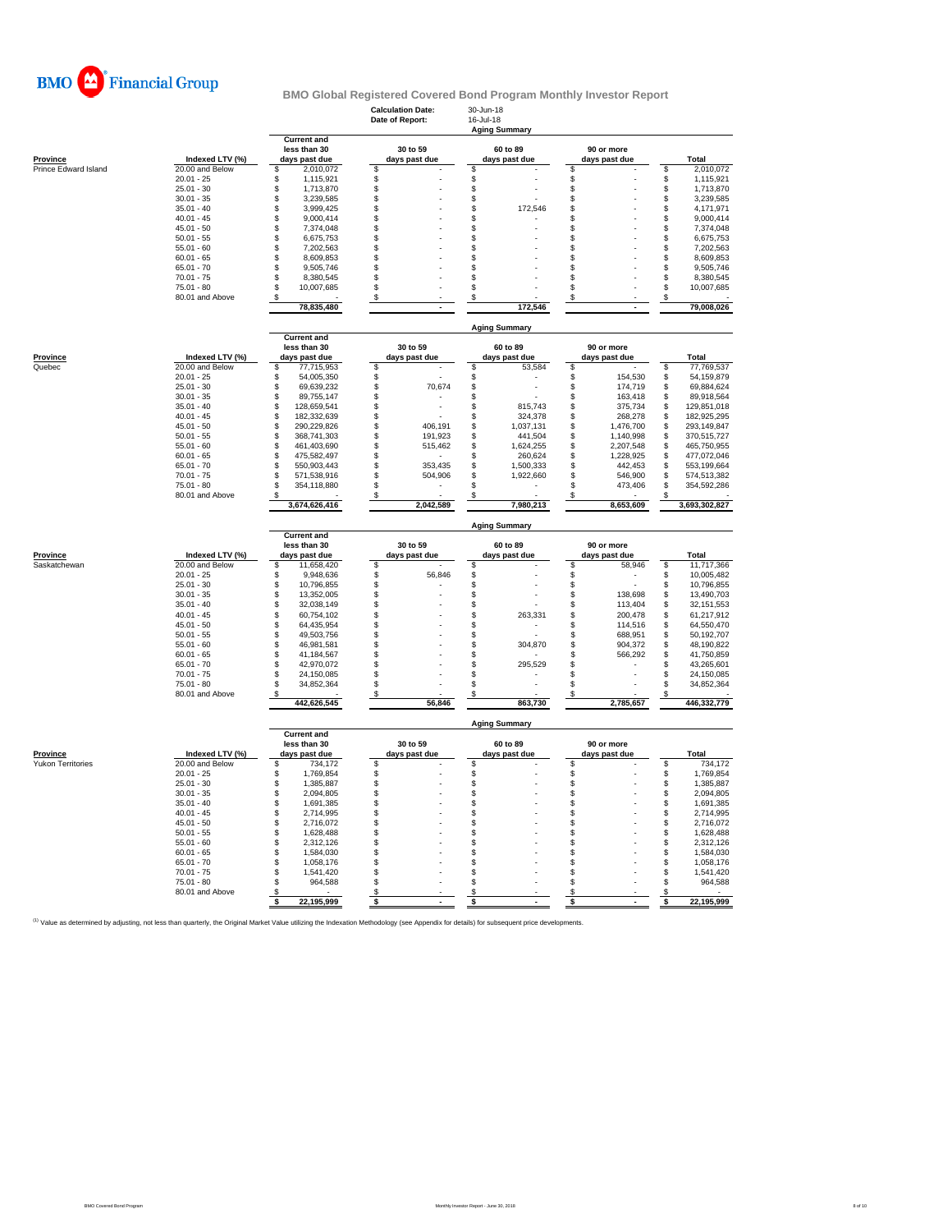BMO Financial Group

# BMO Global Registered Covered Bond Program Monthly Investor Report

**Calculation Date:** 30-Jun-18
**Date of Report:** 16-Jul-18

## Aging Summary

| Province | Indexed LTV (%) | Current and less than 30 days past due | 30 to 59 days past due | 60 to 89 days past due | 90 or more days past due | Total |
|---|---|---|---|---|---|---|
| Prince Edward Island | 20.00 and Below | $ 2,010,072 | $ - | $ - | $ - | $ 2,010,072 |
| | 20.01 - 25 | $ 1,115,921 | $ - | $ - | $ - | $ 1,115,921 |
| | 25.01 - 30 | $ 1,713,870 | $ - | $ - | $ - | $ 1,713,870 |
| | 30.01 - 35 | $ 3,239,585 | $ - | $ - | $ - | $ 3,239,585 |
| | 35.01 - 40 | $ 3,999,425 | $ - | $ 172,546 | $ - | $ 4,171,971 |
| | 40.01 - 45 | $ 9,000,414 | $ - | $ - | $ - | $ 9,000,414 |
| | 45.01 - 50 | $ 7,374,048 | $ - | $ - | $ - | $ 7,374,048 |
| | 50.01 - 55 | $ 6,675,753 | $ - | $ - | $ - | $ 6,675,753 |
| | 55.01 - 60 | $ 7,202,563 | $ - | $ - | $ - | $ 7,202,563 |
| | 60.01 - 65 | $ 8,609,853 | $ - | $ - | $ - | $ 8,609,853 |
| | 65.01 - 70 | $ 9,505,746 | $ - | $ - | $ - | $ 9,505,746 |
| | 70.01 - 75 | $ 8,380,545 | $ - | $ - | $ - | $ 8,380,545 |
| | 75.01 - 80 | $ 10,007,685 | $ - | $ - | $ - | $ 10,007,685 |
| | 80.01 and Above | $ - | $ - | $ - | $ - | $ - |
| | | 78,835,480 | - | 172,546 | - | 79,008,026 |

## Aging Summary

| Province | Indexed LTV (%) | Current and less than 30 days past due | 30 to 59 days past due | 60 to 89 days past due | 90 or more days past due | Total |
|---|---|---|---|---|---|---|
| Quebec | 20.00 and Below | $ 77,715,953 | $ - | $ 53,584 | $ - | $ 77,769,537 |
| | 20.01 - 25 | $ 54,005,350 | $ - | $ - | $ 154,530 | $ 54,159,879 |
| | 25.01 - 30 | $ 69,639,232 | $ 70,674 | $ - | $ 174,719 | $ 69,884,624 |
| | 30.01 - 35 | $ 89,755,147 | $ - | $ - | $ 163,418 | $ 89,918,564 |
| | 35.01 - 40 | $ 128,659,541 | $ - | $ 815,743 | $ 375,734 | $ 129,851,018 |
| | 40.01 - 45 | $ 182,332,639 | $ - | $ 324,378 | $ 268,278 | $ 182,925,295 |
| | 45.01 - 50 | $ 290,229,826 | $ 406,191 | $ 1,037,131 | $ 1,476,700 | $ 293,149,847 |
| | 50.01 - 55 | $ 368,741,303 | $ 191,923 | $ 441,504 | $ 1,140,998 | $ 370,515,727 |
| | 55.01 - 60 | $ 461,403,690 | $ 515,462 | $ 1,624,255 | $ 2,207,548 | $ 465,750,955 |
| | 60.01 - 65 | $ 475,582,497 | $ - | $ 260,624 | $ 1,228,925 | $ 477,072,046 |
| | 65.01 - 70 | $ 550,903,443 | $ 353,435 | $ 1,500,333 | $ 442,453 | $ 553,199,664 |
| | 70.01 - 75 | $ 571,538,916 | $ 504,906 | $ 1,922,660 | $ 546,900 | $ 574,513,382 |
| | 75.01 - 80 | $ 354,118,880 | $ - | $ - | $ 473,406 | $ 354,592,286 |
| | 80.01 and Above | $ - | $ - | $ - | $ - | $ - |
| | | 3,674,626,416 | 2,042,589 | 7,980,213 | 8,653,609 | 3,693,302,827 |

## Aging Summary

| Province | Indexed LTV (%) | Current and less than 30 days past due | 30 to 59 days past due | 60 to 89 days past due | 90 or more days past due | Total |
|---|---|---|---|---|---|---|
| Saskatchewan | 20.00 and Below | $ 11,658,420 | $ - | $ - | $ 58,946 | $ 11,717,366 |
| | 20.01 - 25 | $ 9,948,636 | $ 56,846 | $ - | $ - | $ 10,005,482 |
| | 25.01 - 30 | $ 10,796,855 | $ - | $ - | $ - | $ 10,796,855 |
| | 30.01 - 35 | $ 13,352,005 | $ - | $ - | $ 138,698 | $ 13,490,703 |
| | 35.01 - 40 | $ 32,038,149 | $ - | $ - | $ 113,404 | $ 32,151,553 |
| | 40.01 - 45 | $ 60,754,102 | $ - | $ 263,331 | $ 200,478 | $ 61,217,912 |
| | 45.01 - 50 | $ 64,435,954 | $ - | $ - | $ 114,516 | $ 64,550,470 |
| | 50.01 - 55 | $ 49,503,756 | $ - | $ - | $ 688,951 | $ 50,192,707 |
| | 55.01 - 60 | $ 46,981,581 | $ - | $ 304,870 | $ 904,372 | $ 48,190,822 |
| | 60.01 - 65 | $ 41,184,567 | $ - | $ - | $ 566,292 | $ 41,750,859 |
| | 65.01 - 70 | $ 42,970,072 | $ - | $ 295,529 | $ - | $ 43,265,601 |
| | 70.01 - 75 | $ 24,150,085 | $ - | $ - | $ - | $ 24,150,085 |
| | 75.01 - 80 | $ 34,852,364 | $ - | $ - | $ - | $ 34,852,364 |
| | 80.01 and Above | $ - | $ - | $ - | $ - | $ - |
| | | 442,626,545 | 56,846 | 863,730 | 2,785,657 | 446,332,779 |

## Aging Summary

| Province | Indexed LTV (%) | Current and less than 30 days past due | 30 to 59 days past due | 60 to 89 days past due | 90 or more days past due | Total |
|---|---|---|---|---|---|---|
| Yukon Territories | 20.00 and Below | $ 734,172 | $ - | $ - | $ - | $ 734,172 |
| | 20.01 - 25 | $ 1,769,854 | $ - | $ - | $ - | $ 1,769,854 |
| | 25.01 - 30 | $ 1,385,887 | $ - | $ - | $ - | $ 1,385,887 |
| | 30.01 - 35 | $ 2,094,805 | $ - | $ - | $ - | $ 2,094,805 |
| | 35.01 - 40 | $ 1,691,385 | $ - | $ - | $ - | $ 1,691,385 |
| | 40.01 - 45 | $ 2,714,995 | $ - | $ - | $ - | $ 2,714,995 |
| | 45.01 - 50 | $ 2,716,072 | $ - | $ - | $ - | $ 2,716,072 |
| | 50.01 - 55 | $ 1,628,488 | $ - | $ - | $ - | $ 1,628,488 |
| | 55.01 - 60 | $ 2,312,126 | $ - | $ - | $ - | $ 2,312,126 |
| | 60.01 - 65 | $ 1,584,030 | $ - | $ - | $ - | $ 1,584,030 |
| | 65.01 - 70 | $ 1,058,176 | $ - | $ - | $ - | $ 1,058,176 |
| | 70.01 - 75 | $ 1,541,420 | $ - | $ - | $ - | $ 1,541,420 |
| | 75.01 - 80 | $ 964,588 | $ - | $ - | $ - | $ 964,588 |
| | 80.01 and Above | $ - | $ - | $ - | $ - | $ - |
| | | $ 22,195,999 | $ - | $ - | $ - | $ 22,195,999 |

(1) Value as determined by adjusting, not less than quarterly, the Original Market Value utilizing the Indexation Methodology (see Appendix for details) for subsequent price developments.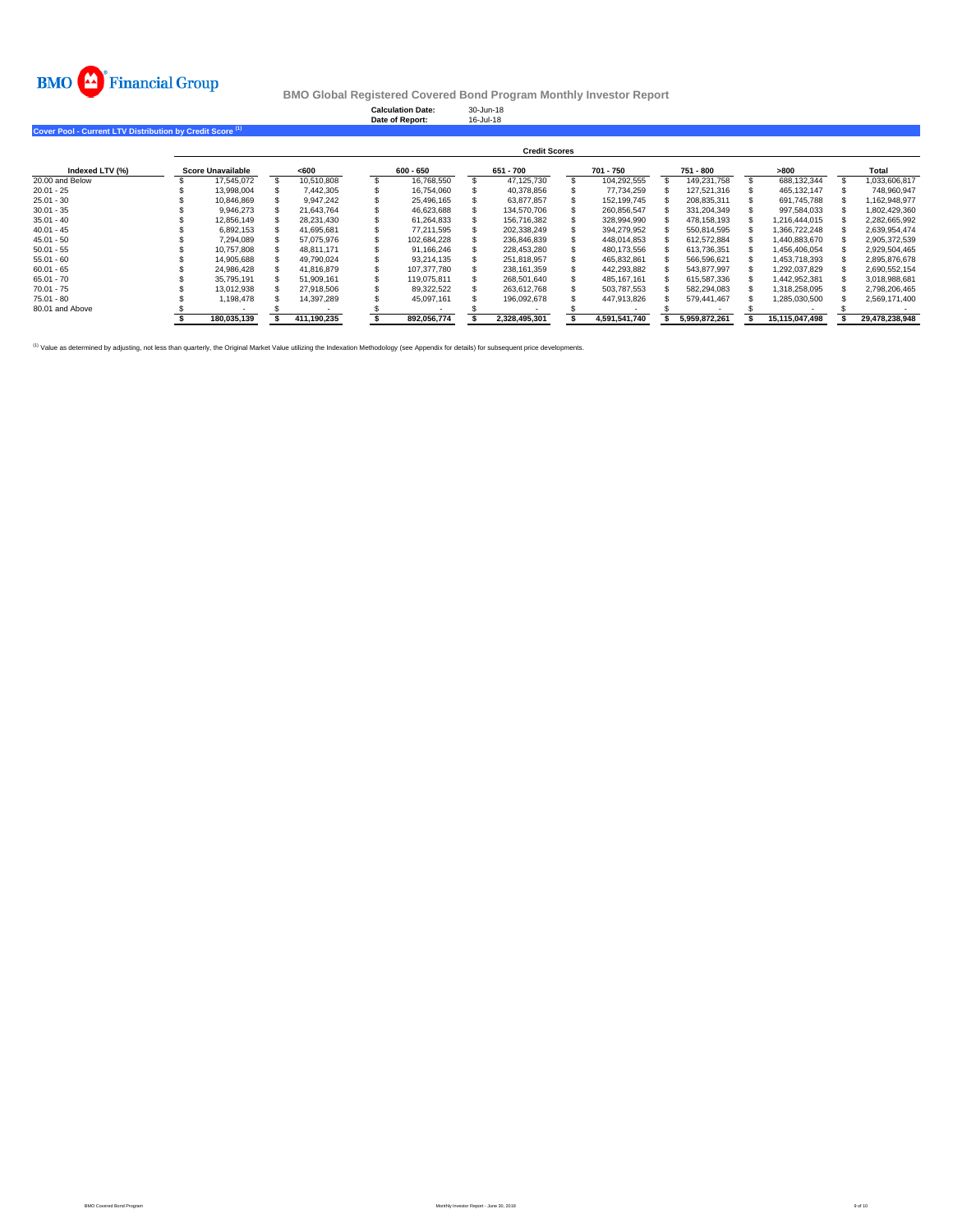BMO Financial Group

**BMO Global Registered Covered Bond Program Monthly Investor Report**

**Calculation Date:** 30-Jun-18
**Date of Report:** 16-Jul-18

**Cover Pool - Current LTV Distribution by Credit Score [1]**

| Indexed LTV (%) | Credit Scores | | | | | | | |
|---|---|---|---|---|---|---|---|---|
| | Score Unavailable | <600 | 600 - 650 | 651 - 700 | 701 - 750 | 751 - 800 | >800 | Total |
| 20.00 and Below | $ 17,545,072 | $ 10,510,808 | $ 16,768,550 | $ 47,125,730 | $ 104,292,555 | $ 149,231,758 | $ 688,132,344 | $ 1,033,606,817 |
| 20.01 - 25 | $ 13,998,004 | $ 7,442,305 | $ 16,754,060 | $ 40,378,856 | $ 77,734,259 | $ 127,521,316 | $ 465,132,147 | $ 748,960,947 |
| 25.01 - 30 | $ 10,846,869 | $ 9,947,242 | $ 25,496,165 | $ 63,877,857 | $ 152,199,745 | $ 208,835,311 | $ 691,745,788 | $ 1,162,948,977 |
| 30.01 - 35 | $ 9,946,273 | $ 21,643,764 | $ 46,623,688 | $ 134,570,706 | $ 260,856,547 | $ 331,204,349 | $ 997,584,033 | $ 1,802,429,360 |
| 35.01 - 40 | $ 12,856,149 | $ 28,231,430 | $ 61,264,833 | $ 156,716,382 | $ 328,994,990 | $ 478,158,193 | $ 1,216,444,015 | $ 2,282,665,992 |
| 40.01 - 45 | $ 6,892,153 | $ 41,695,681 | $ 77,211,595 | $ 202,338,249 | $ 394,279,952 | $ 550,814,595 | $ 1,366,722,248 | $ 2,639,954,474 |
| 45.01 - 50 | $ 7,294,089 | $ 57,075,976 | $ 102,684,228 | $ 236,846,839 | $ 448,014,853 | $ 612,572,884 | $ 1,440,883,670 | $ 2,905,372,539 |
| 50.01 - 55 | $ 10,757,808 | $ 48,811,171 | $ 91,166,246 | $ 228,453,280 | $ 480,173,556 | $ 613,736,351 | $ 1,456,406,054 | $ 2,929,504,465 |
| 55.01 - 60 | $ 14,905,688 | $ 49,790,024 | $ 93,214,135 | $ 251,818,957 | $ 465,832,861 | $ 566,596,621 | $ 1,453,718,393 | $ 2,895,876,678 |
| 60.01 - 65 | $ 24,986,428 | $ 41,816,879 | $ 107,377,780 | $ 238,161,359 | $ 442,293,882 | $ 543,877,997 | $ 1,292,037,829 | $ 2,690,552,154 |
| 65.01 - 70 | $ 35,795,191 | $ 51,909,161 | $ 119,075,811 | $ 268,501,640 | $ 485,167,161 | $ 615,587,336 | $ 1,442,952,381 | $ 3,018,988,681 |
| 70.01 - 75 | $ 13,012,938 | $ 27,918,506 | $ 89,322,522 | $ 263,612,768 | $ 503,787,553 | $ 582,294,083 | $ 1,318,258,095 | $ 2,798,206,465 |
| 75.01 - 80 | $ 1,198,478 | $ 14,397,289 | $ 45,097,161 | $ 196,092,678 | $ 447,913,826 | $ 579,441,467 | $ 1,285,030,500 | $ 2,569,171,400 |
| 80.01 and Above | $ - | $ - | $ - | $ - | $ - | $ - | $ - | $ - |
| | **$ 180,035,139** | **$ 411,190,235** | **$ 892,056,774** | **$ 2,328,495,301** | **$ 4,591,541,740** | **$ 5,959,872,261** | **$ 15,115,047,498** | **$ 29,478,238,948** |

[1] Value as determined by adjusting, not less than quarterly, the Original Market Value utilizing the Indexation Methodology (see Appendix for details) for subsequent price developments.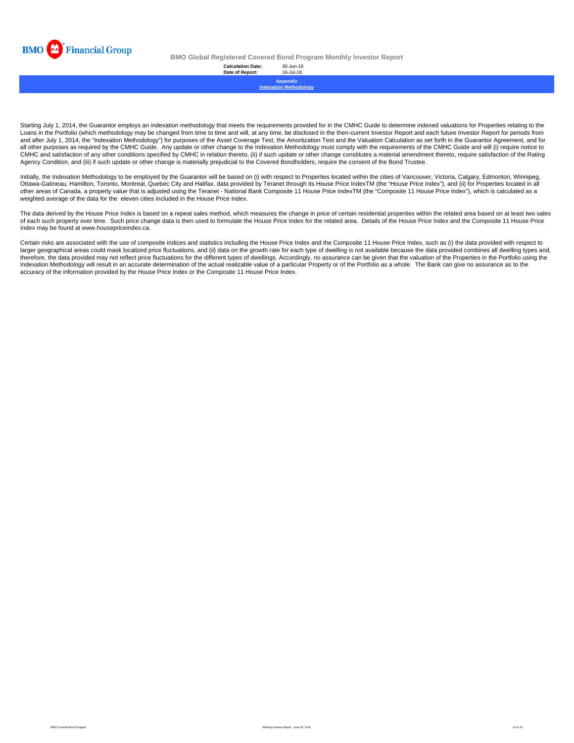**BMO Global Registered Covered Bond Program Monthly Investor Report**

**Calculation Date:** 30-Jun-18
**Date of Report:** 16-Jul-18

## Appendix
### Indexation Methodology

Starting July 1, 2014, the Guarantor employs an indexation methodology that meets the requirements provided for in the CMHC Guide to determine indexed valuations for Properties relating to the Loans in the Portfolio (which methodology may be changed from time to time and will, at any time, be disclosed in the then-current Investor Report and each future Investor Report for periods from and after July 1, 2014, the "Indexation Methodology") for purposes of the Asset Coverage Test, the Amortization Test and the Valuation Calculation as set forth in the Guarantor Agreement, and for all other purposes as required by the CMHC Guide. Any update or other change to the Indexation Methodology must comply with the requirements of the CMHC Guide and will (i) require notice to CMHC and satisfaction of any other conditions specified by CMHC in relation thereto, (ii) if such update or other change constitutes a material amendment thereto, require satisfaction of the Rating Agency Condition, and (iii) if such update or other change is materially prejudicial to the Covered Bondholders, require the consent of the Bond Trustee.

Initially, the Indexation Methodology to be employed by the Guarantor will be based on (i) with respect to Properties located within the cities of Vancouver, Victoria, Calgary, Edmonton, Winnipeg, Ottawa-Gatineau, Hamilton, Toronto, Montreal, Quebec City and Halifax, data provided by Teranet through its House Price IndexTM (the "House Price Index"), and (ii) for Properties located in all other areas of Canada, a property value that is adjusted using the Teranet - National Bank Composite 11 House Price IndexTM (the "Composite 11 House Price Index"), which is calculated as a weighted average of the data for the eleven cities included in the House Price Index.

The data derived by the House Price Index is based on a repeat sales method, which measures the change in price of certain residential properties within the related area based on at least two sales of each such property over time. Such price change data is then used to formulate the House Price Index for the related area. Details of the House Price Index and the Composite 11 House Price Index may be found at www.housepriceindex.ca.

Certain risks are associated with the use of composite indices and statistics including the House Price Index and the Composite 11 House Price Index, such as (i) the data provided with respect to larger geographical areas could mask localized price fluctuations, and (ii) data on the growth rate for each type of dwelling is not available because the data provided combines all dwelling types and, therefore, the data provided may not reflect price fluctuations for the different types of dwellings. Accordingly, no assurance can be given that the valuation of the Properties in the Portfolio using the Indexation Methodology will result in an accurate determination of the actual realizable value of a particular Property or of the Portfolio as a whole. The Bank can give no assurance as to the accuracy of the information provided by the House Price Index or the Composite 11 House Price Index.